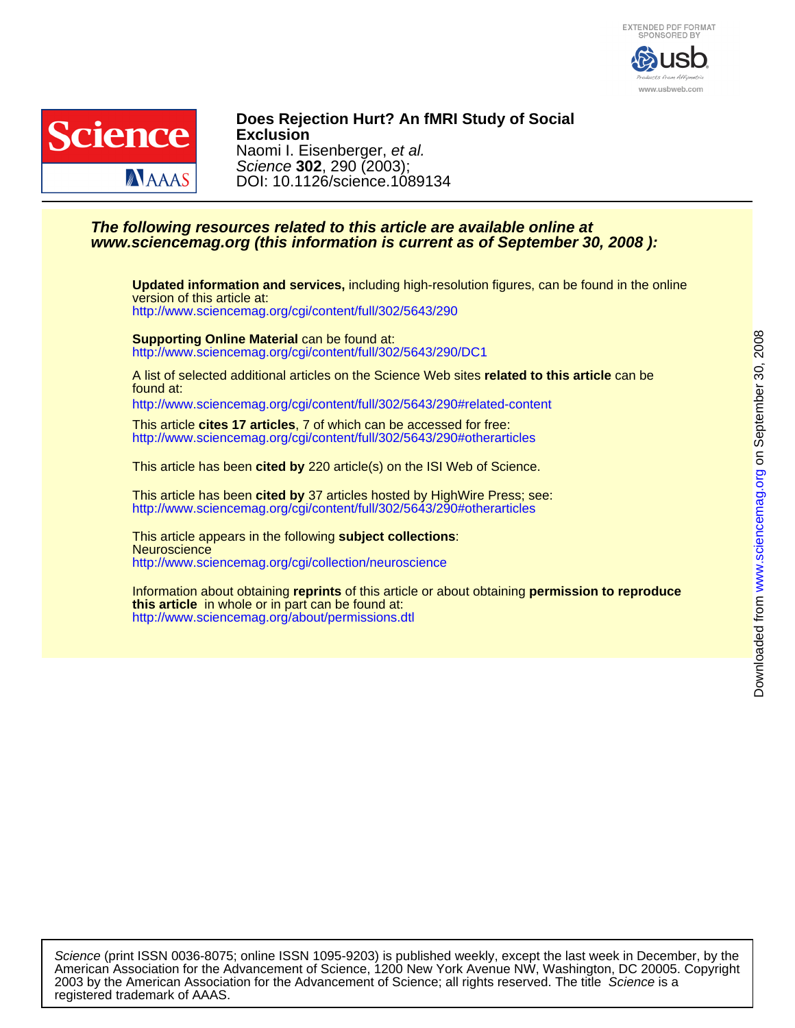# Does Rejection Hurt? An fMRI Study of Social Exclusion

Naomi I. Eisenberger, *et al.*

*Science* **302**, 290 (2003);

DOI: 10.1126/science.1089134

***The following resources related to this article are available online at www.sciencemag.org (this information is current as of September 30, 2008 ):***

**Updated information and services,** including high-resolution figures, can be found in the online version of this article at:
http://www.sciencemag.org/cgi/content/full/302/5643/290

**Supporting Online Material** can be found at:
http://www.sciencemag.org/cgi/content/full/302/5643/290/DC1

A list of selected additional articles on the Science Web sites **related to this article** can be found at:
http://www.sciencemag.org/cgi/content/full/302/5643/290#related-content

This article **cites 17 articles**, 7 of which can be accessed for free:
http://www.sciencemag.org/cgi/content/full/302/5643/290#otherarticles

This article has been **cited by** 220 article(s) on the ISI Web of Science.

This article has been **cited by** 37 articles hosted by HighWire Press; see:
http://www.sciencemag.org/cgi/content/full/302/5643/290#otherarticles

This article appears in the following **subject collections**:
Neuroscience
http://www.sciencemag.org/cgi/collection/neuroscience

Information about obtaining **reprints** of this article or about obtaining **permission to reproduce this article** in whole or in part can be found at:
http://www.sciencemag.org/about/permissions.dtl

*Science* (print ISSN 0036-8075; online ISSN 1095-9203) is published weekly, except the last week in December, by the American Association for the Advancement of Science, 1200 New York Avenue NW, Washington, DC 20005. Copyright 2003 by the American Association for the Advancement of Science; all rights reserved. The title *Science* is a registered trademark of AAAS.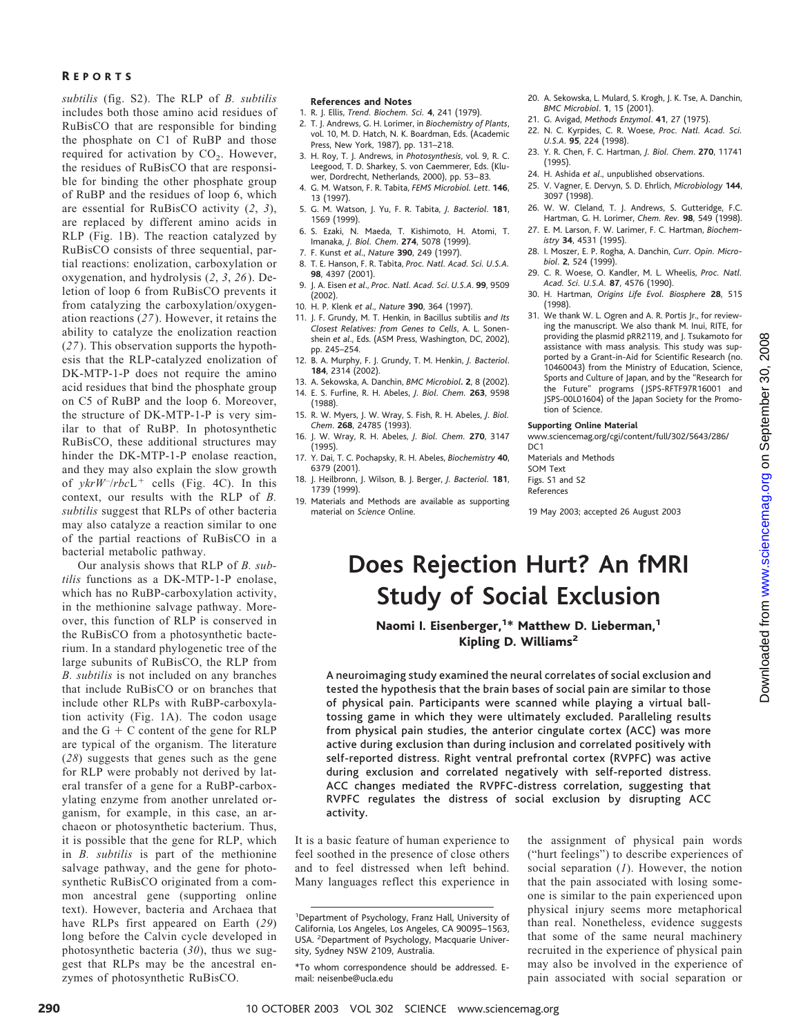*subtilis* (fig. S2). The RLP of *B. subtilis* includes both those amino acid residues of RuBisCO that are responsible for binding the phosphate on C1 of RuBP and those required for activation by $CO_2$. However, the residues of RuBisCO that are responsible for binding the other phosphate group of RuBP and the residues of loop 6, which are essential for RuBisCO activity (*2*, *3*), are replaced by different amino acids in RLP (Fig. 1B). The reaction catalyzed by RuBisCO consists of three sequential, partial reactions: enolization, carboxylation or oxygenation, and hydrolysis (*2*, *3*, *26*). Deletion of loop 6 from RuBisCO prevents it from catalyzing the carboxylation/oxygenation reactions (*27*). However, it retains the ability to catalyze the enolization reaction (*27*). This observation supports the hypothesis that the RLP-catalyzed enolization of DK-MTP-1-P does not require the amino acid residues that bind the phosphate group on C5 of RuBP and the loop 6. Moreover, the structure of DK-MTP-1-P is very similar to that of RuBP. In photosynthetic RuBisCO, these additional structures may hinder the DK-MTP-1-P enolase reaction, and they may also explain the slow growth of *ykrW*$^-$/*rbc*L$^+$ cells (Fig. 4C). In this context, our results with the RLP of *B. subtilis* suggest that RLPs of other bacteria may also catalyze a reaction similar to one of the partial reactions of RuBisCO in a bacterial metabolic pathway.

Our analysis shows that RLP of *B. subtilis* functions as a DK-MTP-1-P enolase, which has no RuBP-carboxylation activity, in the methionine salvage pathway. Moreover, this function of RLP is conserved in the RuBisCO from a photosynthetic bacterium. In a standard phylogenetic tree of the large subunits of RuBisCO, the RLP from *B. subtilis* is not included on any branches that include RuBisCO or on branches that include other RLPs with RuBP-carboxylation activity (Fig. 1A). The codon usage and the G + C content of the gene for RLP are typical of the organism. The literature (*28*) suggests that genes such as the gene for RLP were probably not derived by lateral transfer of a gene for a RuBP-carboxylating enzyme from another unrelated organism, for example, in this case, an archaeon or photosynthetic bacterium. Thus, it is possible that the gene for RLP, which in *B. subtilis* is part of the methionine salvage pathway, and the gene for photosynthetic RuBisCO originated from a common ancestral gene (supporting online text). However, bacteria and Archaea that have RLPs first appeared on Earth (*29*) long before the Calvin cycle developed in photosynthetic bacteria (*30*), thus we suggest that RLPs may be the ancestral enzymes of photosynthetic RuBisCO.

**References and Notes**

1. R. J. Ellis, *Trend. Biochem. Sci.* **4**, 241 (1979).
2. T. J. Andrews, G. H. Lorimer, in *Biochemistry of Plants*, vol. 10, M. D. Hatch, N. K. Boardman, Eds. (Academic Press, New York, 1987), pp. 131–218.
3. H. Roy, T. J. Andrews, in *Photosynthesis*, vol. 9, R. C. Leegood, T. D. Sharkey, S. von Caemmerer, Eds. (Kluwer, Dordrecht, Netherlands, 2000), pp. 53–83.
4. G. M. Watson, F. R. Tabita, *FEMS Microbiol. Lett.* **146**, 13 (1997).
5. G. M. Watson, J. Yu, F. R. Tabita, *J. Bacteriol.* **181**, 1569 (1999).
6. S. Ezaki, N. Maeda, T. Kishimoto, H. Atomi, T. Imanaka, *J. Biol. Chem.* **274**, 5078 (1999).
7. F. Kunst *et al.*, *Nature* **390**, 249 (1997).
8. T. E. Hanson, F. R. Tabita, *Proc. Natl. Acad. Sci. U.S.A.* **98**, 4397 (2001).
9. J. A. Eisen *et al.*, *Proc. Natl. Acad. Sci. U.S.A.* **99**, 9509 (2002).
10. H. P. Klenk *et al.*, *Nature* **390**, 364 (1997).
11. J. F. Grundy, M. T. Henkin, in Bacillus subtilis *and Its Closest Relatives: from Genes to Cells*, A. L. Sonenshein *et al.*, Eds. (ASM Press, Washington, DC, 2002), pp. 245–254.
12. B. A. Murphy, F. J. Grundy, T. M. Henkin, *J. Bacteriol.* **184**, 2314 (2002).
13. A. Sekowska, A. Danchin, *BMC Microbiol.* **2**, 8 (2002).
14. E. S. Furfine, R. H. Abeles, *J. Biol. Chem.* **263**, 9598 (1988).
15. R. W. Myers, J. W. Wray, S. Fish, R. H. Abeles, *J. Biol. Chem.* **268**, 24785 (1993).
16. J. W. Wray, R. H. Abeles, *J. Biol. Chem.* **270**, 3147 (1995).
17. Y. Dai, T. C. Pochapsky, R. H. Abeles, *Biochemistry* **40**, 6379 (2001).
18. J. Heilbronn, J. Wilson, B. J. Berger, *J. Bacteriol.* **181**, 1739 (1999).
19. Materials and Methods are available as supporting material on *Science* Online.
20. A. Sekowska, L. Mulard, S. Krogh, J. K. Tse, A. Danchin, *BMC Microbiol.* **1**, 15 (2001).
21. G. Avigad, *Methods Enzymol.* **41**, 27 (1975).
22. N. C. Kyrpides, C. R. Woese, *Proc. Natl. Acad. Sci. U.S.A.* **95**, 224 (1998).
23. Y. R. Chen, F. C. Hartman, *J. Biol. Chem.* **270**, 11741 (1995).
24. H. Ashida *et al.*, unpublished observations.
25. V. Vagner, E. Dervyn, S. D. Ehrlich, *Microbiology* **144**, 3097 (1998).
26. W. W. Cleland, T. J. Andrews, S. Gutteridge, F.C. Hartman, G. H. Lorimer, *Chem. Rev.* **98**, 549 (1998).
27. E. M. Larson, F. W. Larimer, F. C. Hartman, *Biochemistry* **34**, 4531 (1995).
28. I. Moszer, E. P. Rogha, A. Danchin, *Curr. Opin. Microbiol.* **2**, 524 (1999).
29. C. R. Woese, O. Kandler, M. L. Wheelis, *Proc. Natl. Acad. Sci. U.S.A.* **87**, 4576 (1990).
30. H. Hartman, *Origins Life Evol. Biosphere* **28**, 515 (1998).
31. We thank W. L. Ogren and A. R. Portis Jr., for reviewing the manuscript. We also thank M. Inui, RITE, for providing the plasmid pRR2119, and J. Tsukamoto for assistance with mass analysis. This study was supported by a Grant-in-Aid for Scientific Research (no. 10460043) from the Ministry of Education, Science, Sports and Culture of Japan, and by the "Research for the Future" programs (JSPS-RFTF97R16001 and JSPS-00L01604) of the Japan Society for the Promotion of Science.

**Supporting Online Material**

www.sciencemag.org/cgi/content/full/302/5643/286/DC1
Materials and Methods
SOM Text
Figs. S1 and S2
References

19 May 2003; accepted 26 August 2003

# Does Rejection Hurt? An fMRI Study of Social Exclusion

**Naomi I. Eisenberger,[1]* Matthew D. Lieberman,[1] Kipling D. Williams[2]**

**A neuroimaging study examined the neural correlates of social exclusion and tested the hypothesis that the brain bases of social pain are similar to those of physical pain. Participants were scanned while playing a virtual ball-tossing game in which they were ultimately excluded. Paralleling results from physical pain studies, the anterior cingulate cortex (ACC) was more active during exclusion than during inclusion and correlated positively with self-reported distress. Right ventral prefrontal cortex (RVPFC) was active during exclusion and correlated negatively with self-reported distress. ACC changes mediated the RVPFC-distress correlation, suggesting that RVPFC regulates the distress of social exclusion by disrupting ACC activity.**

It is a basic feature of human experience to feel soothed in the presence of close others and to feel distressed when left behind. Many languages reflect this experience in the assignment of physical pain words ("hurt feelings") to describe experiences of social separation (*1*). However, the notion that the pain associated with losing someone is similar to the pain experienced upon physical injury seems more metaphorical than real. Nonetheless, evidence suggests that some of the same neural machinery recruited in the experience of physical pain may also be involved in the experience of pain associated with social separation or

[1]Department of Psychology, Franz Hall, University of California, Los Angeles, Los Angeles, CA 90095–1563, USA. [2]Department of Psychology, Macquarie University, Sydney NSW 2109, Australia.

*To whom correspondence should be addressed. E-mail: neisenbe@ucla.edu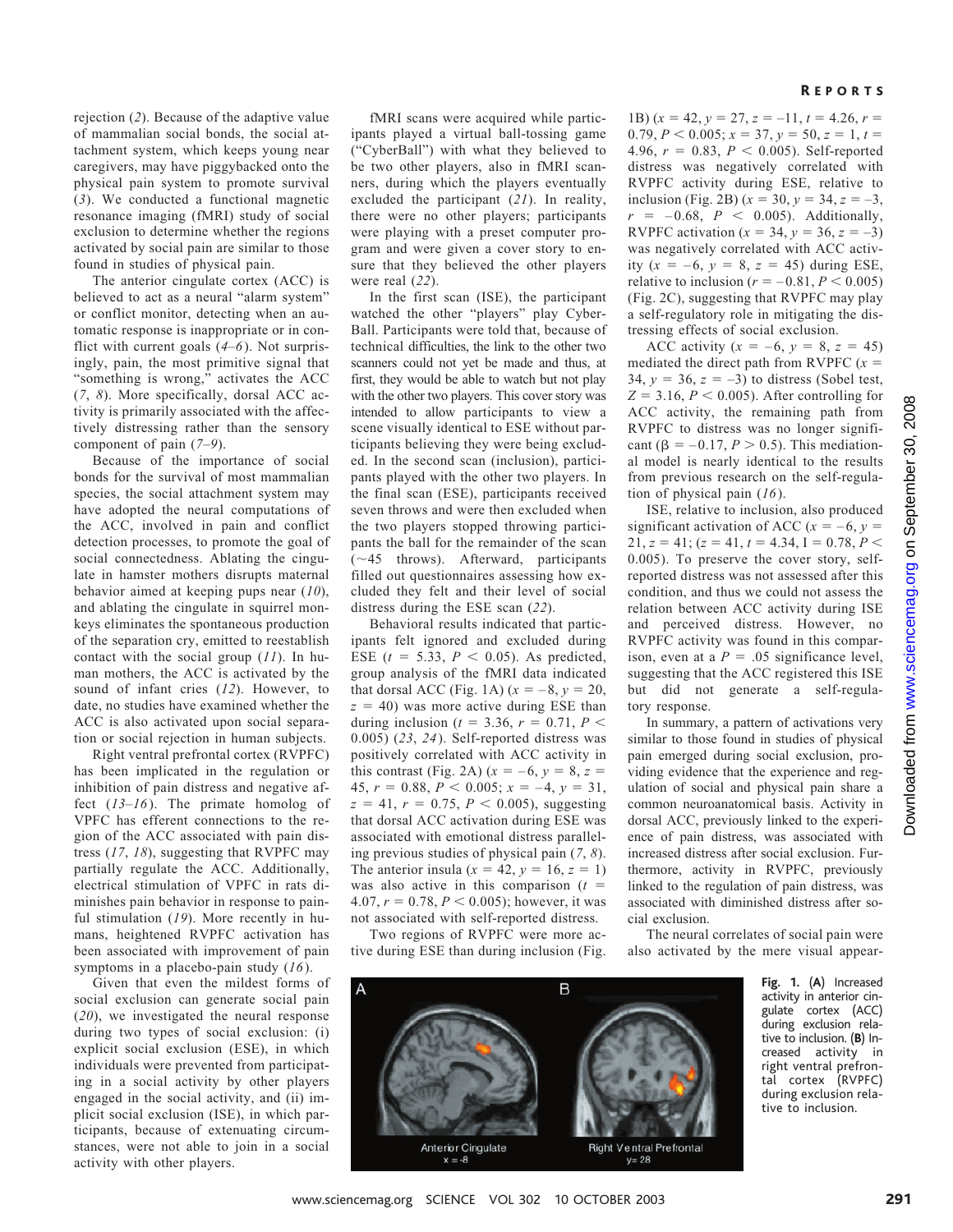rejection (2). Because of the adaptive value of mammalian social bonds, the social attachment system, which keeps young near caregivers, may have piggybacked onto the physical pain system to promote survival (3). We conducted a functional magnetic resonance imaging (fMRI) study of social exclusion to determine whether the regions activated by social pain are similar to those found in studies of physical pain.

The anterior cingulate cortex (ACC) is believed to act as a neural "alarm system" or conflict monitor, detecting when an automatic response is inappropriate or in conflict with current goals (4–6). Not surprisingly, pain, the most primitive signal that "something is wrong," activates the ACC (7, 8). More specifically, dorsal ACC activity is primarily associated with the affectively distressing rather than the sensory component of pain (7–9).

Because of the importance of social bonds for the survival of most mammalian species, the social attachment system may have adopted the neural computations of the ACC, involved in pain and conflict detection processes, to promote the goal of social connectedness. Ablating the cingulate in hamster mothers disrupts maternal behavior aimed at keeping pups near (10), and ablating the cingulate in squirrel monkeys eliminates the spontaneous production of the separation cry, emitted to reestablish contact with the social group (11). In human mothers, the ACC is activated by the sound of infant cries (12). However, to date, no studies have examined whether the ACC is also activated upon social separation or social rejection in human subjects.

Right ventral prefrontal cortex (RVPFC) has been implicated in the regulation or inhibition of pain distress and negative affect (13–16). The primate homolog of VPFC has efferent connections to the region of the ACC associated with pain distress (17, 18), suggesting that RVPFC may partially regulate the ACC. Additionally, electrical stimulation of VPFC in rats diminishes pain behavior in response to painful stimulation (19). More recently in humans, heightened RVPFC activation has been associated with improvement of pain symptoms in a placebo-pain study (16).

Given that even the mildest forms of social exclusion can generate social pain (20), we investigated the neural response during two types of social exclusion: (i) explicit social exclusion (ESE), in which individuals were prevented from participating in a social activity by other players engaged in the social activity, and (ii) implicit social exclusion (ISE), in which participants, because of extenuating circumstances, were not able to join in a social activity with other players.

fMRI scans were acquired while participants played a virtual ball-tossing game ("CyberBall") with what they believed to be two other players, also in fMRI scanners, during which the players eventually excluded the participant (21). In reality, there were no other players; participants were playing with a preset computer program and were given a cover story to ensure that they believed the other players were real (22).

In the first scan (ISE), the participant watched the other "players" play CyberBall. Participants were told that, because of technical difficulties, the link to the other two scanners could not yet be made and thus, at first, they would be able to watch but not play with the other two players. This cover story was intended to allow participants to view a scene visually identical to ESE without participants believing they were being excluded. In the second scan (inclusion), participants played with the other two players. In the final scan (ESE), participants received seven throws and were then excluded when the two players stopped throwing participants the ball for the remainder of the scan (~45 throws). Afterward, participants filled out questionnaires assessing how excluded they felt and their level of social distress during the ESE scan (22).

Behavioral results indicated that participants felt ignored and excluded during ESE ($t = 5.33$, $P < 0.05$). As predicted, group analysis of the fMRI data indicated that dorsal ACC (Fig. 1A) ($x = -8$, $y = 20$, $z = 40$) was more active during ESE than during inclusion ($t = 3.36$, $r = 0.71$, $P < 0.005$) (23, 24). Self-reported distress was positively correlated with ACC activity in this contrast (Fig. 2A) ($x = -6$, $y = 8$, $z = 45$, $r = 0.88$, $P < 0.005$; $x = -4$, $y = 31$, $z = 41$, $r = 0.75$, $P < 0.005$), suggesting that dorsal ACC activation during ESE was associated with emotional distress paralleling previous studies of physical pain (7, 8). The anterior insula ($x = 42$, $y = 16$, $z = 1$) was also active in this comparison ($t = 4.07$, $r = 0.78$, $P < 0.005$); however, it was not associated with self-reported distress.

Two regions of RVPFC were more active during ESE than during inclusion (Fig. 1B) ($x = 42$, $y = 27$, $z = -11$, $t = 4.26$, $r = 0.79$, $P < 0.005$; $x = 37$, $y = 50$, $z = 1$, $t = 4.96$, $r = 0.83$, $P < 0.005$). Self-reported distress was negatively correlated with RVPFC activity during ESE, relative to inclusion (Fig. 2B) ($x = 30$, $y = 34$, $z = -3$, $r = -0.68$, $P < 0.005$). Additionally, RVPFC activation ($x = 34$, $y = 36$, $z = -3$) was negatively correlated with ACC activity ($x = -6$, $y = 8$, $z = 45$) during ESE, relative to inclusion ($r = -0.81$, $P < 0.005$) (Fig. 2C), suggesting that RVPFC may play a self-regulatory role in mitigating the distressing effects of social exclusion.

ACC activity ($x = -6$, $y = 8$, $z = 45$) mediated the direct path from RVPFC ($x = 34$, $y = 36$, $z = -3$) to distress (Sobel test, $Z = 3.16$, $P < 0.005$). After controlling for ACC activity, the remaining path from RVPFC to distress was no longer significant ($\beta = -0.17$, $P > 0.5$). This mediational model is nearly identical to the results from previous research on the self-regulation of physical pain (16).

ISE, relative to inclusion, also produced significant activation of ACC ($x = -6$, $y = 21$, $z = 41$; ($z = 41$, $t = 4.34$, $I = 0.78$, $P < 0.005$). To preserve the cover story, self-reported distress was not assessed after this condition, and thus we could not assess the relation between ACC activity during ISE and perceived distress. However, no RVPFC activity was found in this comparison, even at a $P = .05$ significance level, suggesting that the ACC registered this ISE but did not generate a self-regulatory response.

In summary, a pattern of activations very similar to those found in studies of physical pain emerged during social exclusion, providing evidence that the experience and regulation of social and physical pain share a common neuroanatomical basis. Activity in dorsal ACC, previously linked to the experience of pain distress, was associated with increased distress after social exclusion. Furthermore, activity in RVPFC, previously linked to the regulation of pain distress, was associated with diminished distress after social exclusion.

The neural correlates of social pain were also activated by the mere visual appear-

**Fig. 1.** (**A**) Increased activity in anterior cingulate cortex (ACC) during exclusion relative to inclusion. (**B**) Increased activity in right ventral prefrontal cortex (RVPFC) during exclusion relative to inclusion.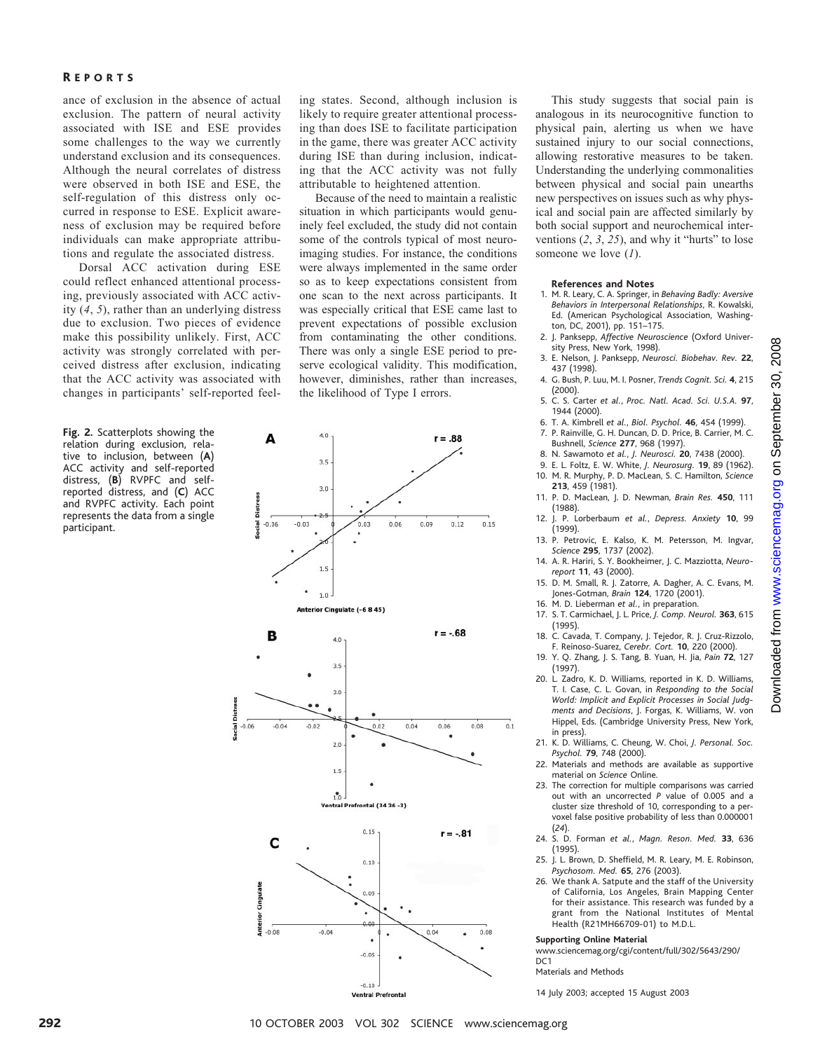ance of exclusion in the absence of actual exclusion. The pattern of neural activity associated with ISE and ESE provides some challenges to the way we currently understand exclusion and its consequences. Although the neural correlates of distress were observed in both ISE and ESE, the self-regulation of this distress only occurred in response to ESE. Explicit awareness of exclusion may be required before individuals can make appropriate attributions and regulate the associated distress.

Dorsal ACC activation during ESE could reflect enhanced attentional processing, previously associated with ACC activity (*4*, *5*), rather than an underlying distress due to exclusion. Two pieces of evidence make this possibility unlikely. First, ACC activity was strongly correlated with perceived distress after exclusion, indicating that the ACC activity was associated with changes in participants' self-reported feeling states. Second, although inclusion is likely to require greater attentional processing than does ISE to facilitate participation in the game, there was greater ACC activity during ISE than during inclusion, indicating that the ACC activity was not fully attributable to heightened attention.

Because of the need to maintain a realistic situation in which participants would genuinely feel excluded, the study did not contain some of the controls typical of most neuroimaging studies. For instance, the conditions were always implemented in the same order so as to keep expectations consistent from one scan to the next across participants. It was especially critical that ESE came last to prevent expectations of possible exclusion from contaminating the other conditions. There was only a single ESE period to preserve ecological validity. This modification, however, diminishes, rather than increases, the likelihood of Type I errors.

A

r = .88

Social Distress

Anterior Cingulate (-6 8 45)

B

r = -.68

Social Distress

Ventral Prefrontal (34 36 -3)

C

r = -.81

Anterior Cingulate

Ventral Prefrontal

**Fig. 2.** Scatterplots showing the relation during exclusion, relative to inclusion, between (**A**) ACC activity and self-reported distress, (**B**) RVPFC and self-reported distress, and (**C**) ACC and RVPFC activity. Each point represents the data from a single participant.

This study suggests that social pain is analogous in its neurocognitive function to physical pain, alerting us when we have sustained injury to our social connections, allowing restorative measures to be taken. Understanding the underlying commonalities between physical and social pain unearths new perspectives on issues such as why physical and social pain are affected similarly by both social support and neurochemical interventions (*2*, *3*, *25*), and why it "hurts" to lose someone we love (*1*).

#### References and Notes

1. M. R. Leary, C. A. Springer, in *Behaving Badly: Aversive Behaviors in Interpersonal Relationships*, R. Kowalski, Ed. (American Psychological Association, Washington, DC, 2001), pp. 151–175.
2. J. Panksepp, *Affective Neuroscience* (Oxford University Press, New York, 1998).
3. E. Nelson, J. Panksepp, *Neurosci. Biobehav. Rev.* **22**, 437 (1998).
4. G. Bush, P. Luu, M. I. Posner, *Trends Cognit. Sci.* **4**, 215 (2000).
5. C. S. Carter *et al.*, *Proc. Natl. Acad. Sci. U.S.A.* **97**, 1944 (2000).
6. T. A. Kimbrell *et al.*, *Biol. Psychol.* **46**, 454 (1999).
7. P. Rainville, G. H. Duncan, D. D. Price, B. Carrier, M. C. Bushnell, *Science* **277**, 968 (1997).
8. N. Sawamoto *et al.*, *J. Neurosci.* **20**, 7438 (2000).
9. E. L. Foltz, E. W. White, *J. Neurosurg.* **19**, 89 (1962).
10. M. R. Murphy, P. D. MacLean, S. C. Hamilton, *Science* **213**, 459 (1981).
11. P. D. MacLean, J. D. Newman, *Brain Res.* **450**, 111 (1988).
12. J. P. Lorberbaum *et al.*, *Depress. Anxiety* **10**, 99 (1999).
13. P. Petrovic, E. Kalso, K. M. Petersson, M. Ingvar, *Science* **295**, 1737 (2002).
14. A. R. Hariri, S. Y. Bookheimer, J. C. Mazziotta, *Neuroreport* **11**, 43 (2000).
15. D. M. Small, R. J. Zatorre, A. Dagher, A. C. Evans, M. Jones-Gotman, *Brain* **124**, 1720 (2001).
16. M. D. Lieberman *et al.*, in preparation.
17. S. T. Carmichael, J. L. Price, *J. Comp. Neurol.* **363**, 615 (1995).
18. C. Cavada, T. Company, J. Tejedor, R. J. Cruz-Rizzolo, F. Reinoso-Suarez, *Cerebr. Cort.* **10**, 220 (2000).
19. Y. Q. Zhang, J. S. Tang, B. Yuan, H. Jia, *Pain* **72**, 127 (1997).
20. L. Zadro, K. D. Williams, reported in K. D. Williams, T. I. Case, C. L. Govan, in *Responding to the Social World: Implicit and Explicit Processes in Social Judgments and Decisions*, J. Forgas, K. Williams, W. von Hippel, Eds. (Cambridge University Press, New York, in press).
21. K. D. Williams, C. Cheung, W. Choi, *J. Personal. Soc. Psychol.* **79**, 748 (2000).
22. Materials and methods are available as supportive material on *Science* Online.
23. The correction for multiple comparisons was carried out with an uncorrected $P$ value of 0.005 and a cluster size threshold of 10, corresponding to a per-voxel false positive probability of less than 0.000001 (*24*).
24. S. D. Forman *et al.*, *Magn. Reson. Med.* **33**, 636 (1995).
25. J. L. Brown, D. Sheffield, M. R. Leary, M. E. Robinson, *Psychosom. Med.* **65**, 276 (2003).
26. We thank A. Satpute and the staff of the University of California, Los Angeles, Brain Mapping Center for their assistance. This research was funded by a grant from the National Institutes of Mental Health (R21MH66709-01) to M.D.L.

**Supporting Online Material**

www.sciencemag.org/cgi/content/full/302/5643/290/DC1

Materials and Methods

14 July 2003; accepted 15 August 2003